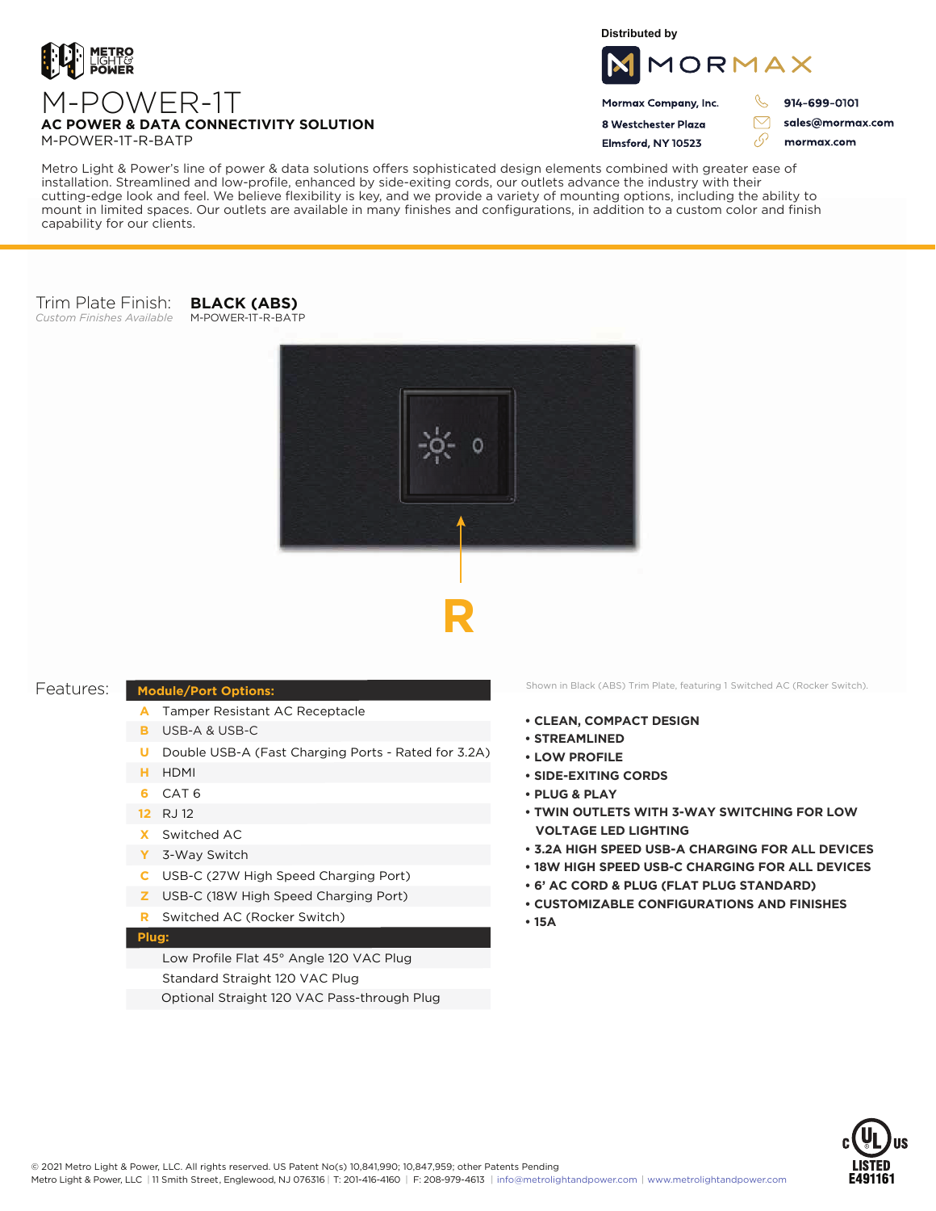# M-POWER-1T

**AC POWER & DATA CONNECTIVITY SOLUTION**

M-POWER-1T-R-BATP

Distributed by

MORMAX

**Mormax Company, Inc.**
**8 Westchester Plaza**
**Elmsford, NY 10523**

**914-699-0101**
**sales@mormax.com**
**mormax.com**

Metro Light & Power's line of power & data solutions offers sophisticated design elements combined with greater ease of installation. Streamlined and low-profile, enhanced by side-exiting cords, our outlets advance the industry with their cutting-edge look and feel. We believe flexibility is key, and we provide a variety of mounting options, including the ability to mount in limited spaces. Our outlets are available in many finishes and configurations, in addition to a custom color and finish capability for our clients.

Trim Plate Finish: **BLACK (ABS)**
*Custom Finishes Available*
M-POWER-1T-R-BATP

**R**

Shown in Black (ABS) Trim Plate, featuring 1 Switched AC (Rocker Switch).

## Features:

| **Module/Port Options:** | |
|---|---|
| A | Tamper Resistant AC Receptacle |
| B | USB-A & USB-C |
| U | Double USB-A (Fast Charging Ports - Rated for 3.2A) |
| H | HDMI |
| 6 | CAT 6 |
| 12 | RJ 12 |
| X | Switched AC |
| Y | 3-Way Switch |
| C | USB-C (27W High Speed Charging Port) |
| Z | USB-C (18W High Speed Charging Port) |
| R | Switched AC (Rocker Switch) |
| **Plug:** | |
| | Low Profile Flat 45° Angle 120 VAC Plug |
| | Standard Straight 120 VAC Plug |
| | Optional Straight 120 VAC Pass-through Plug |

- **CLEAN, COMPACT DESIGN**
- **STREAMLINED**
- **LOW PROFILE**
- **SIDE-EXITING CORDS**
- **PLUG & PLAY**
- **TWIN OUTLETS WITH 3-WAY SWITCHING FOR LOW VOLTAGE LED LIGHTING**
- **3.2A HIGH SPEED USB-A CHARGING FOR ALL DEVICES**
- **18W HIGH SPEED USB-C CHARGING FOR ALL DEVICES**
- **6' AC CORD & PLUG (FLAT PLUG STANDARD)**
- **CUSTOMIZABLE CONFIGURATIONS AND FINISHES**
- **15A**

c UL US LISTED E491161

© 2021 Metro Light & Power, LLC. All rights reserved. US Patent No(s) 10,841,990; 10,847,959; other Patents Pending
Metro Light & Power, LLC | 11 Smith Street, Englewood, NJ 076316 | T: 201-416-4160 | F: 208-979-4613 | info@metrolightandpower.com | www.metrolightandpower.com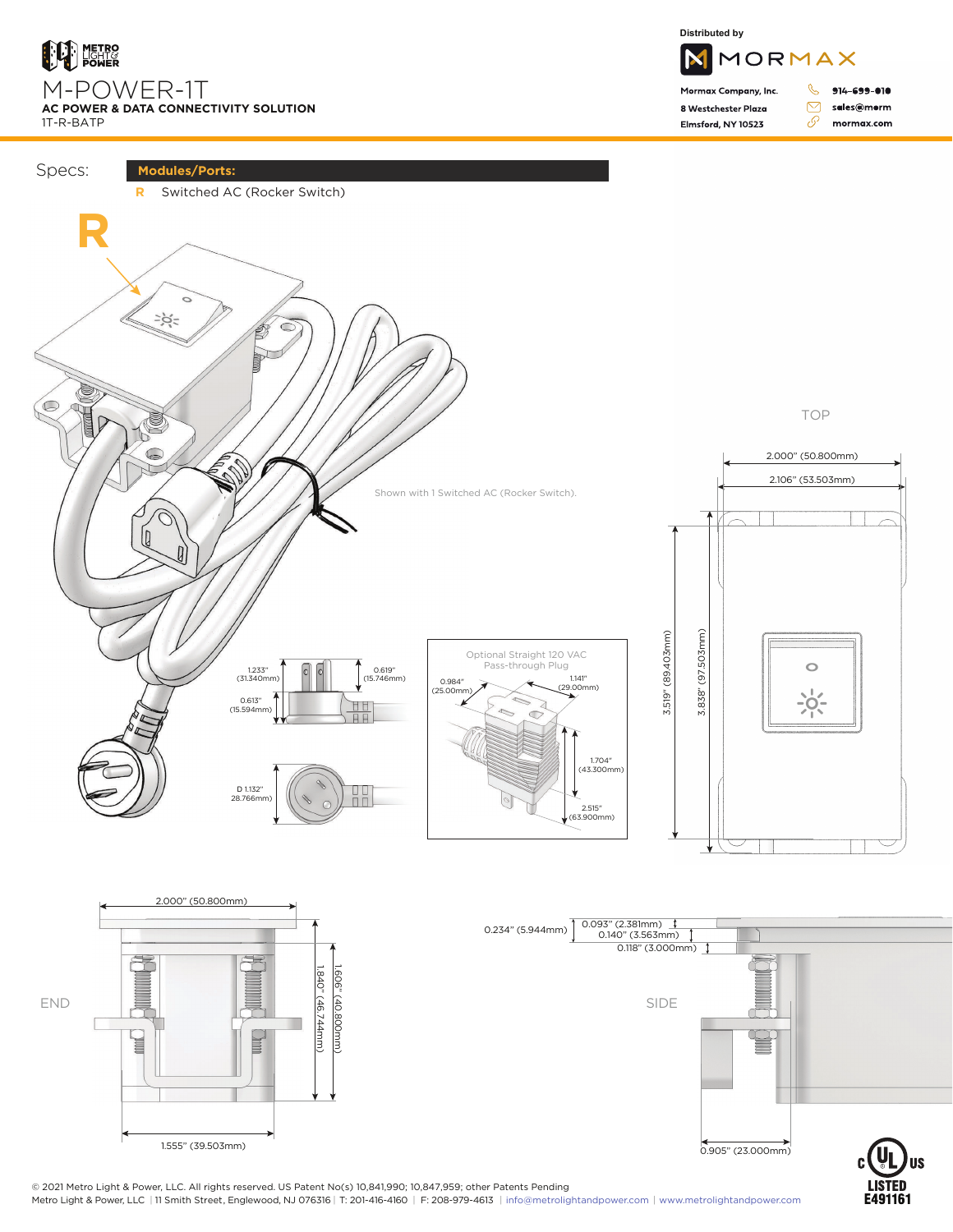# M-POWER-1T

**AC POWER & DATA CONNECTIVITY SOLUTION**

1T-R-BATP

Distributed by

MORMAX

Mormax Company, Inc.
8 Westchester Plaza
Elmsford, NY 10523

914-699-010
sales@morm
mormax.com

Specs:

**Modules/Ports:**

R Switched AC (Rocker Switch)

R

Shown with 1 Switched AC (Rocker Switch).

1.233" (31.340mm)
0.619" (15.746mm)
0.613" (15.594mm)
D 1.132" 28.766mm)

Optional Straight 120 VAC Pass-through Plug
0.984" (25.00mm)
1.141" (29.00mm)
1.704" (43.300mm)
2.515" (63.900mm)

TOP
2.000" (50.800mm)
2.106" (53.503mm)
3.519" (89.403mm)
3.838" (97.503mm)

END
2.000" (50.800mm)
1.840" (46.744mm)
1.606" (40.800mm)
1.555" (39.503mm)

SIDE
0.234" (5.944mm)
0.093" (2.381mm)
0.140" (3.563mm)
0.118" (3.000mm)
0.905" (23.000mm)

c UL us LISTED E491161

© 2021 Metro Light & Power, LLC. All rights reserved. US Patent No(s) 10,841,990; 10,847,959; other Patents Pending
Metro Light & Power, LLC | 11 Smith Street, Englewood, NJ 076316 | T: 201-416-4160 | F: 208-979-4613 | info@metrolightandpower.com | www.metrolightandpower.com